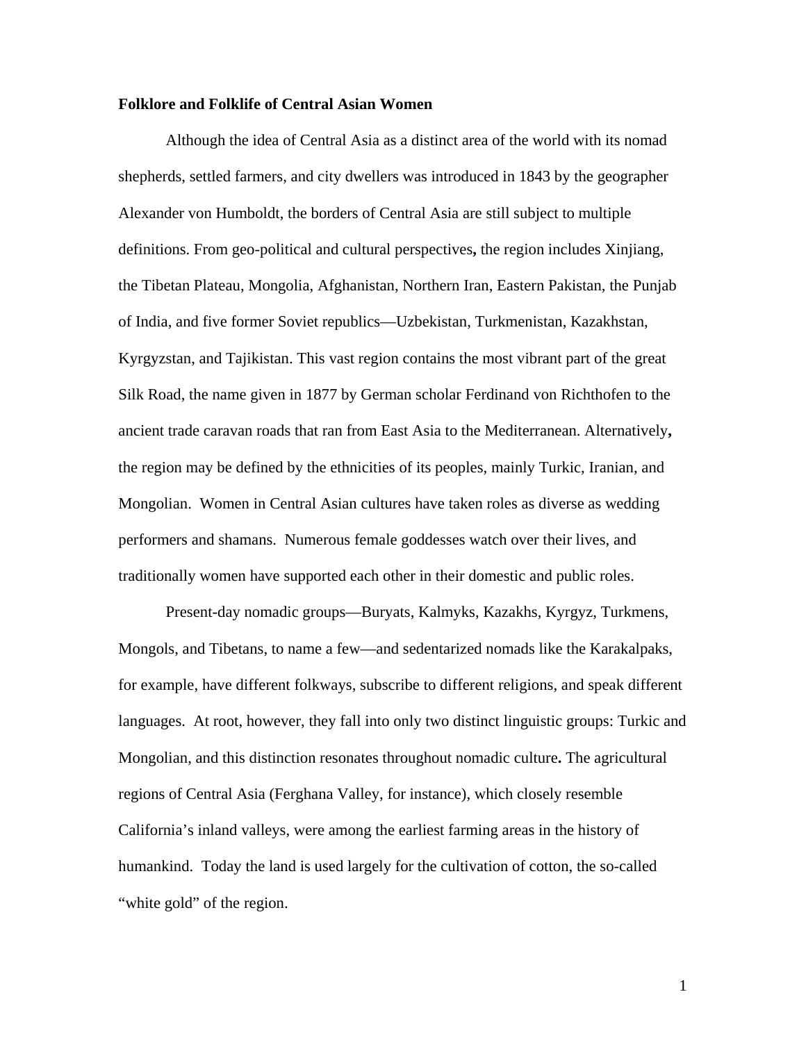**Folklore and Folklife of Central Asian Women**

Although the idea of Central Asia as a distinct area of the world with its nomad shepherds, settled farmers, and city dwellers was introduced in 1843 by the geographer Alexander von Humboldt, the borders of Central Asia are still subject to multiple definitions. From geo-political and cultural perspectives**,** the region includes Xinjiang, the Tibetan Plateau, Mongolia, Afghanistan, Northern Iran, Eastern Pakistan, the Punjab of India, and five former Soviet republics—Uzbekistan, Turkmenistan, Kazakhstan, Kyrgyzstan, and Tajikistan. This vast region contains the most vibrant part of the great Silk Road, the name given in 1877 by German scholar Ferdinand von Richthofen to the ancient trade caravan roads that ran from East Asia to the Mediterranean. Alternatively**,** the region may be defined by the ethnicities of its peoples, mainly Turkic, Iranian, and Mongolian. Women in Central Asian cultures have taken roles as diverse as wedding performers and shamans. Numerous female goddesses watch over their lives, and traditionally women have supported each other in their domestic and public roles.

Present-day nomadic groups—Buryats, Kalmyks, Kazakhs, Kyrgyz, Turkmens, Mongols, and Tibetans, to name a few—and sedentarized nomads like the Karakalpaks, for example, have different folkways, subscribe to different religions, and speak different languages. At root, however, they fall into only two distinct linguistic groups: Turkic and Mongolian, and this distinction resonates throughout nomadic culture**.** The agricultural regions of Central Asia (Ferghana Valley, for instance), which closely resemble California's inland valleys, were among the earliest farming areas in the history of humankind. Today the land is used largely for the cultivation of cotton, the so-called "white gold" of the region.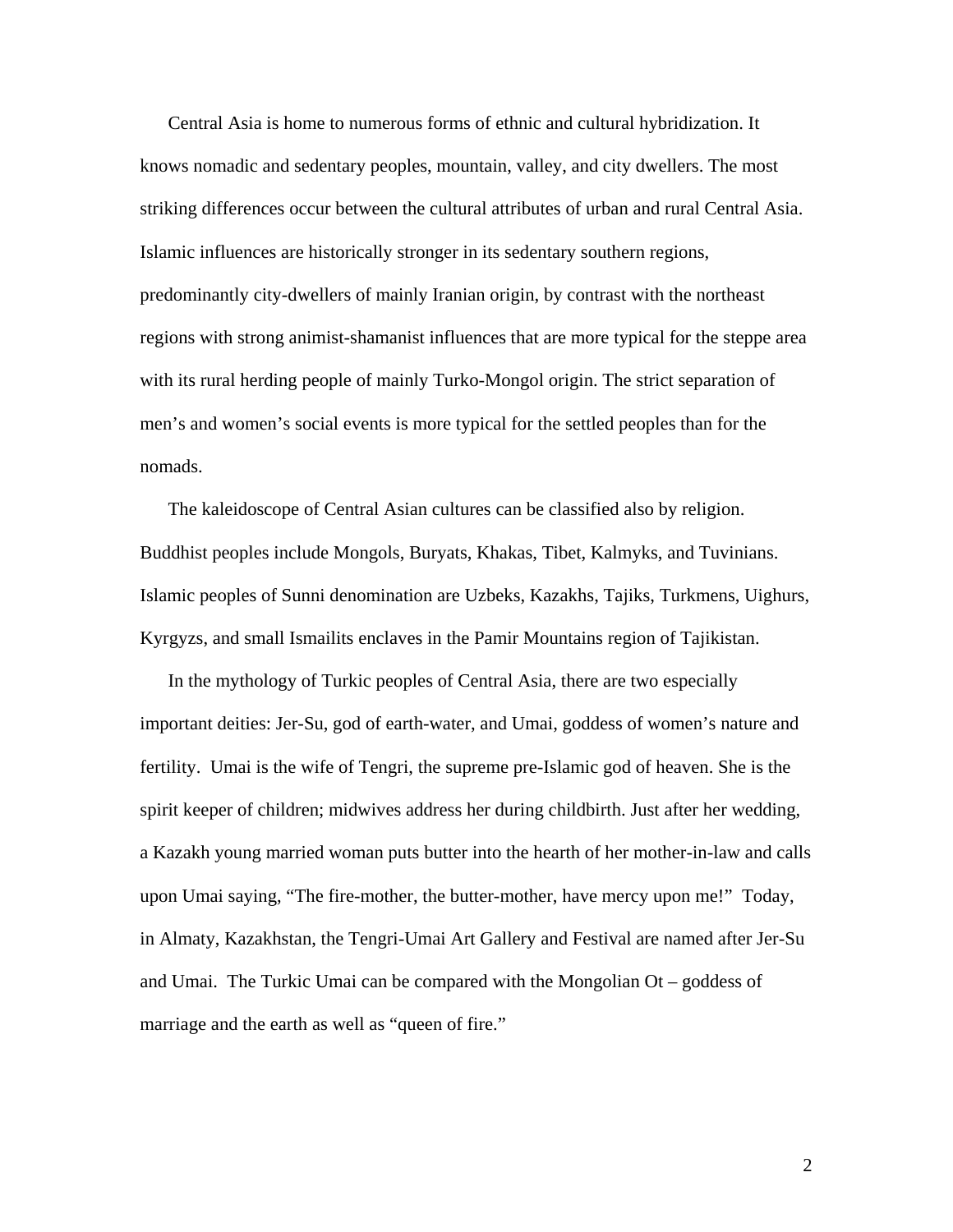Central Asia is home to numerous forms of ethnic and cultural hybridization. It knows nomadic and sedentary peoples, mountain, valley, and city dwellers. The most striking differences occur between the cultural attributes of urban and rural Central Asia. Islamic influences are historically stronger in its sedentary southern regions, predominantly city-dwellers of mainly Iranian origin, by contrast with the northeast regions with strong animist-shamanist influences that are more typical for the steppe area with its rural herding people of mainly Turko-Mongol origin. The strict separation of men's and women's social events is more typical for the settled peoples than for the nomads.

The kaleidoscope of Central Asian cultures can be classified also by religion. Buddhist peoples include Mongols, Buryats, Khakas, Tibet, Kalmyks, and Tuvinians. Islamic peoples of Sunni denomination are Uzbeks, Kazakhs, Tajiks, Turkmens, Uighurs, Kyrgyzs, and small Ismailits enclaves in the Pamir Mountains region of Tajikistan.

In the mythology of Turkic peoples of Central Asia, there are two especially important deities: Jer-Su, god of earth-water, and Umai, goddess of women's nature and fertility. Umai is the wife of Tengri, the supreme pre-Islamic god of heaven. She is the spirit keeper of children; midwives address her during childbirth. Just after her wedding, a Kazakh young married woman puts butter into the hearth of her mother-in-law and calls upon Umai saying, "The fire-mother, the butter-mother, have mercy upon me!" Today, in Almaty, Kazakhstan, the Tengri-Umai Art Gallery and Festival are named after Jer-Su and Umai. The Turkic Umai can be compared with the Mongolian Ot – goddess of marriage and the earth as well as "queen of fire."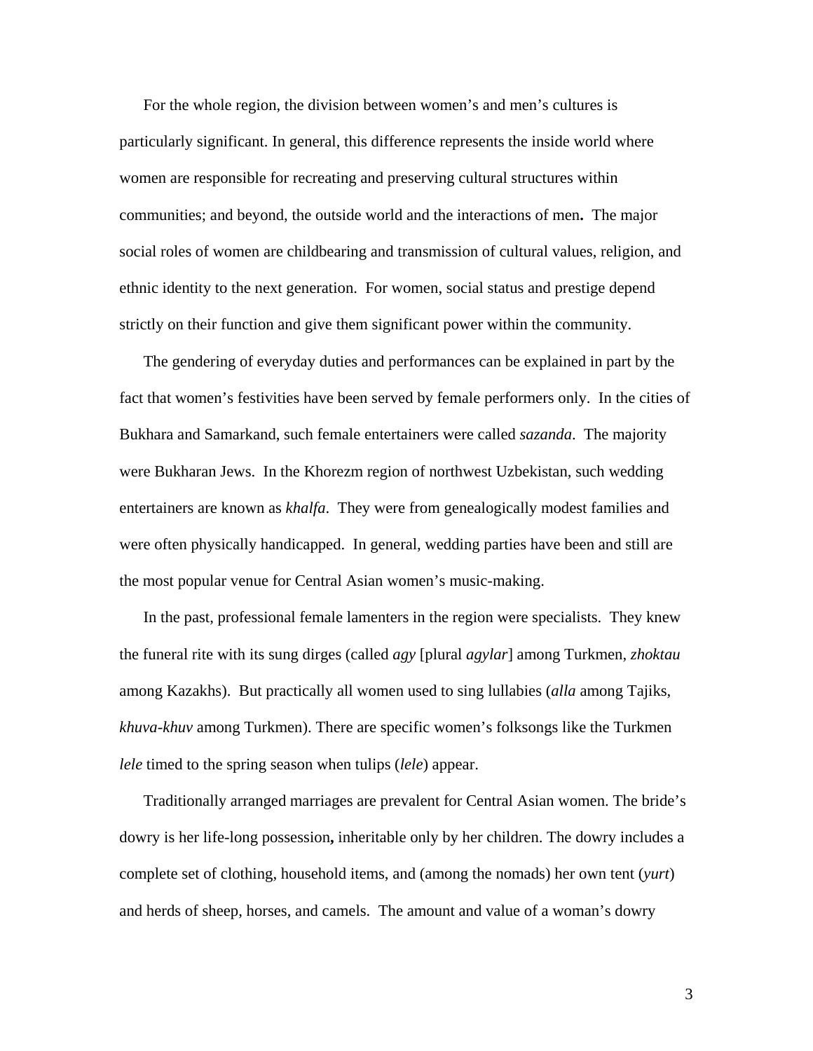For the whole region, the division between women's and men's cultures is particularly significant. In general, this difference represents the inside world where women are responsible for recreating and preserving cultural structures within communities; and beyond, the outside world and the interactions of men**.** The major social roles of women are childbearing and transmission of cultural values, religion, and ethnic identity to the next generation. For women, social status and prestige depend strictly on their function and give them significant power within the community.

The gendering of everyday duties and performances can be explained in part by the fact that women's festivities have been served by female performers only. In the cities of Bukhara and Samarkand, such female entertainers were called *sazanda*. The majority were Bukharan Jews. In the Khorezm region of northwest Uzbekistan, such wedding entertainers are known as *khalfa*. They were from genealogically modest families and were often physically handicapped. In general, wedding parties have been and still are the most popular venue for Central Asian women's music-making.

In the past, professional female lamenters in the region were specialists. They knew the funeral rite with its sung dirges (called *agy* [plural *agylar*] among Turkmen, *zhoktau* among Kazakhs). But practically all women used to sing lullabies (*alla* among Tajiks, *khuva-khuv* among Turkmen). There are specific women's folksongs like the Turkmen *lele* timed to the spring season when tulips (*lele*) appear.

Traditionally arranged marriages are prevalent for Central Asian women. The bride's dowry is her life-long possession**,** inheritable only by her children. The dowry includes a complete set of clothing, household items, and (among the nomads) her own tent (*yurt*) and herds of sheep, horses, and camels. The amount and value of a woman's dowry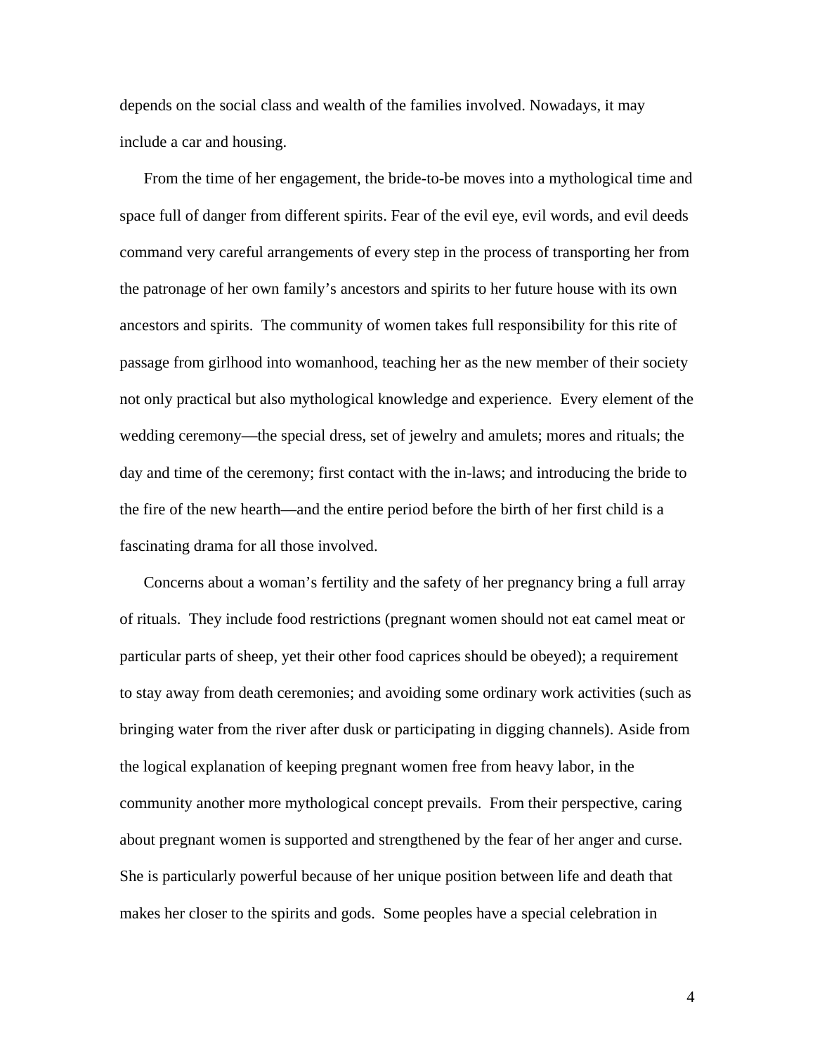depends on the social class and wealth of the families involved. Nowadays, it may include a car and housing.

From the time of her engagement, the bride-to-be moves into a mythological time and space full of danger from different spirits. Fear of the evil eye, evil words, and evil deeds command very careful arrangements of every step in the process of transporting her from the patronage of her own family's ancestors and spirits to her future house with its own ancestors and spirits. The community of women takes full responsibility for this rite of passage from girlhood into womanhood, teaching her as the new member of their society not only practical but also mythological knowledge and experience. Every element of the wedding ceremony—the special dress, set of jewelry and amulets; mores and rituals; the day and time of the ceremony; first contact with the in-laws; and introducing the bride to the fire of the new hearth—and the entire period before the birth of her first child is a fascinating drama for all those involved.

Concerns about a woman's fertility and the safety of her pregnancy bring a full array of rituals. They include food restrictions (pregnant women should not eat camel meat or particular parts of sheep, yet their other food caprices should be obeyed); a requirement to stay away from death ceremonies; and avoiding some ordinary work activities (such as bringing water from the river after dusk or participating in digging channels). Aside from the logical explanation of keeping pregnant women free from heavy labor, in the community another more mythological concept prevails. From their perspective, caring about pregnant women is supported and strengthened by the fear of her anger and curse. She is particularly powerful because of her unique position between life and death that makes her closer to the spirits and gods. Some peoples have a special celebration in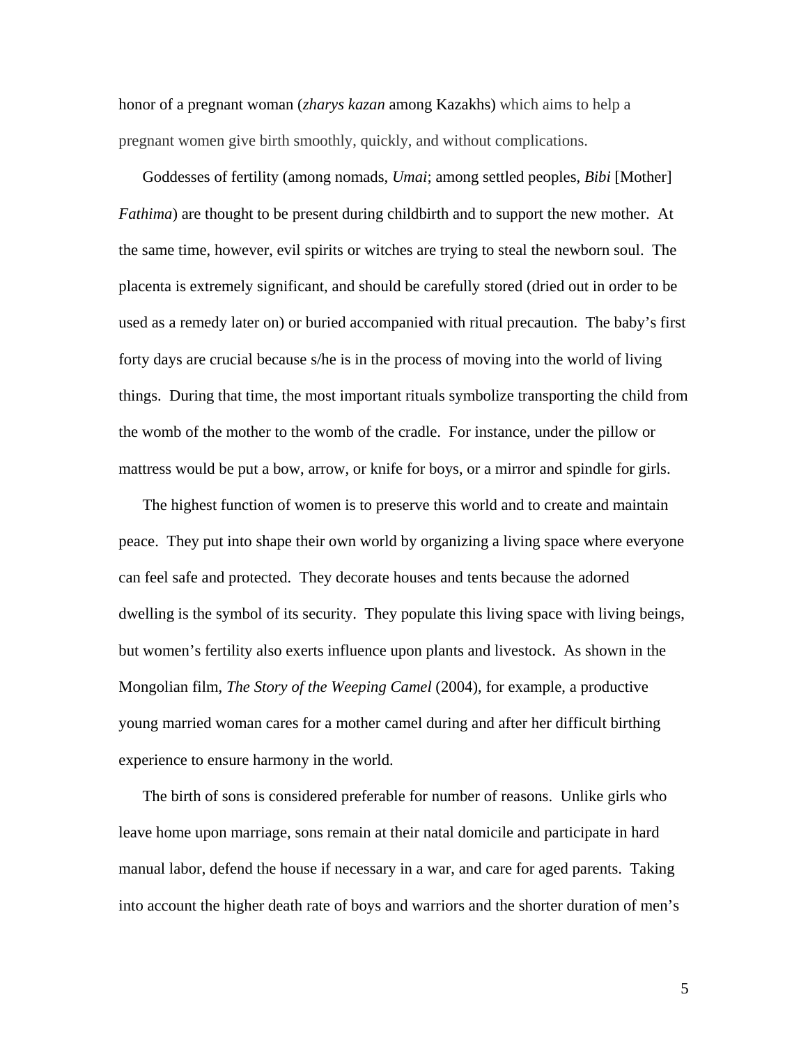honor of a pregnant woman (*zharys kazan* among Kazakhs) which aims to help a pregnant women give birth smoothly, quickly, and without complications.

Goddesses of fertility (among nomads, *Umai*; among settled peoples, *Bibi* [Mother] *Fathima*) are thought to be present during childbirth and to support the new mother. At the same time, however, evil spirits or witches are trying to steal the newborn soul. The placenta is extremely significant, and should be carefully stored (dried out in order to be used as a remedy later on) or buried accompanied with ritual precaution. The baby's first forty days are crucial because s/he is in the process of moving into the world of living things. During that time, the most important rituals symbolize transporting the child from the womb of the mother to the womb of the cradle. For instance, under the pillow or mattress would be put a bow, arrow, or knife for boys, or a mirror and spindle for girls.

The highest function of women is to preserve this world and to create and maintain peace. They put into shape their own world by organizing a living space where everyone can feel safe and protected. They decorate houses and tents because the adorned dwelling is the symbol of its security. They populate this living space with living beings, but women's fertility also exerts influence upon plants and livestock. As shown in the Mongolian film, *The Story of the Weeping Camel* (2004), for example, a productive young married woman cares for a mother camel during and after her difficult birthing experience to ensure harmony in the world.

The birth of sons is considered preferable for number of reasons. Unlike girls who leave home upon marriage, sons remain at their natal domicile and participate in hard manual labor, defend the house if necessary in a war, and care for aged parents. Taking into account the higher death rate of boys and warriors and the shorter duration of men's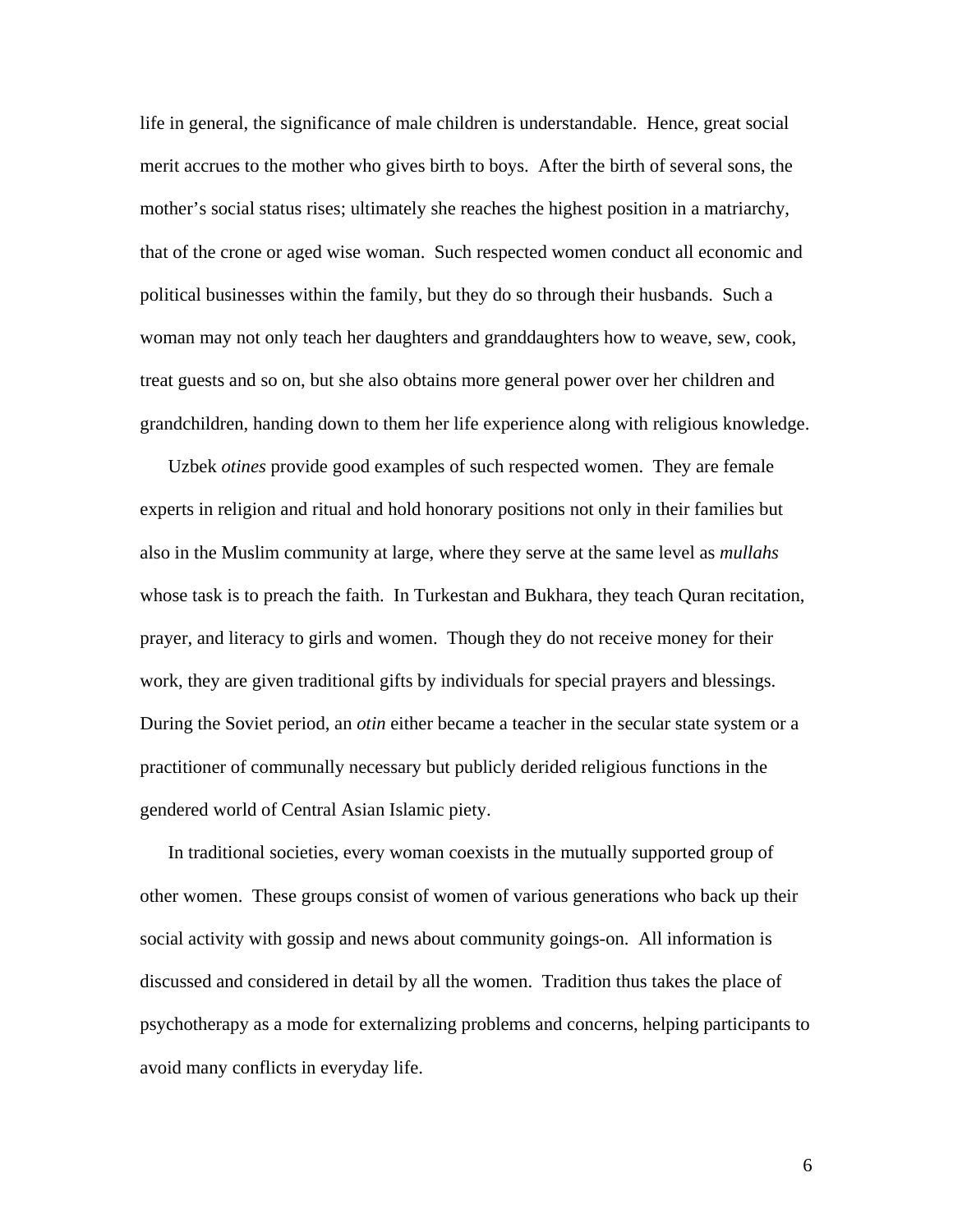life in general, the significance of male children is understandable. Hence, great social merit accrues to the mother who gives birth to boys. After the birth of several sons, the mother's social status rises; ultimately she reaches the highest position in a matriarchy, that of the crone or aged wise woman. Such respected women conduct all economic and political businesses within the family, but they do so through their husbands. Such a woman may not only teach her daughters and granddaughters how to weave, sew, cook, treat guests and so on, but she also obtains more general power over her children and grandchildren, handing down to them her life experience along with religious knowledge.

Uzbek *otines* provide good examples of such respected women. They are female experts in religion and ritual and hold honorary positions not only in their families but also in the Muslim community at large, where they serve at the same level as *mullahs* whose task is to preach the faith. In Turkestan and Bukhara, they teach Quran recitation, prayer, and literacy to girls and women. Though they do not receive money for their work, they are given traditional gifts by individuals for special prayers and blessings. During the Soviet period, an *otin* either became a teacher in the secular state system or a practitioner of communally necessary but publicly derided religious functions in the gendered world of Central Asian Islamic piety.

In traditional societies, every woman coexists in the mutually supported group of other women. These groups consist of women of various generations who back up their social activity with gossip and news about community goings-on. All information is discussed and considered in detail by all the women. Tradition thus takes the place of psychotherapy as a mode for externalizing problems and concerns, helping participants to avoid many conflicts in everyday life.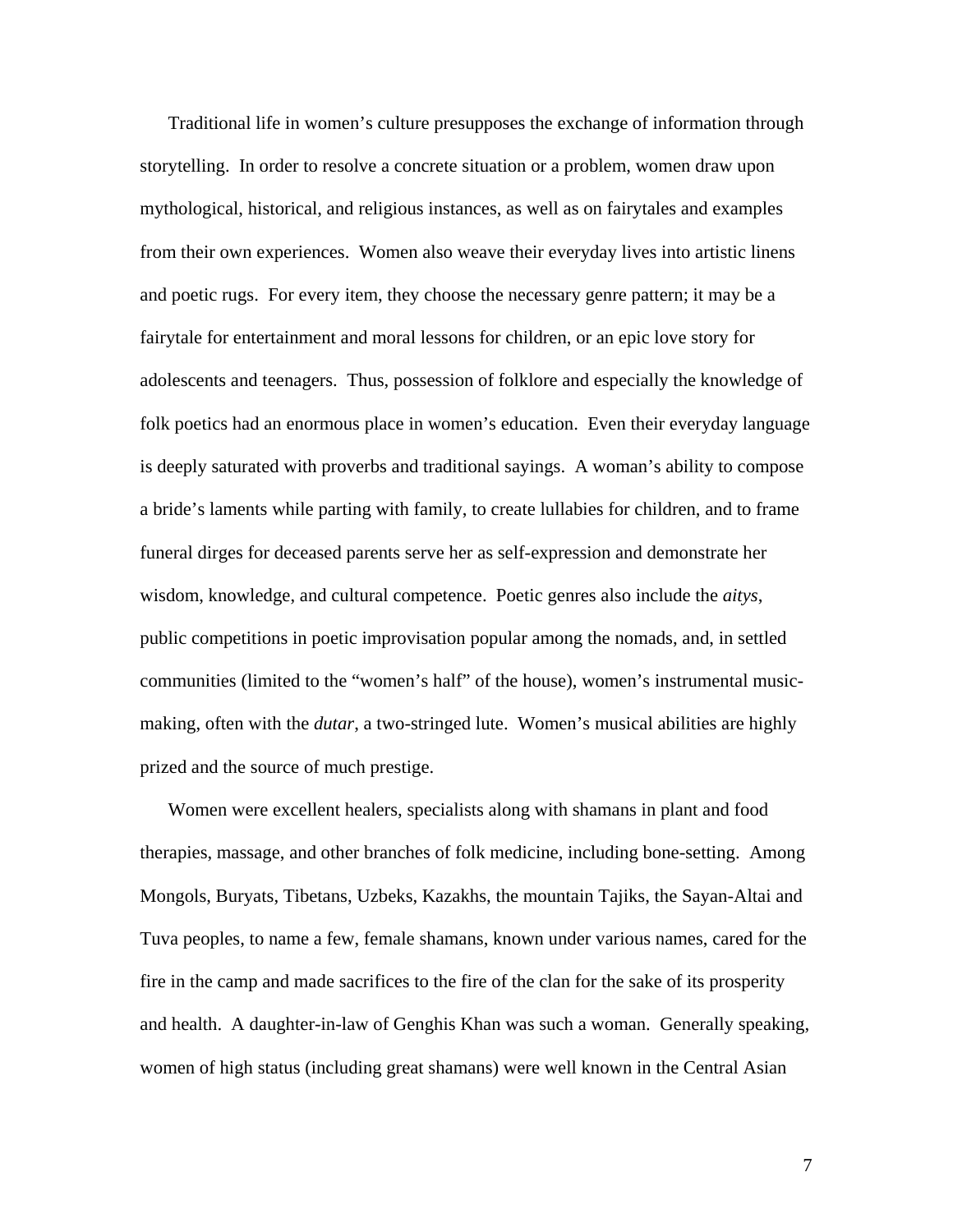Traditional life in women's culture presupposes the exchange of information through storytelling. In order to resolve a concrete situation or a problem, women draw upon mythological, historical, and religious instances, as well as on fairytales and examples from their own experiences. Women also weave their everyday lives into artistic linens and poetic rugs. For every item, they choose the necessary genre pattern; it may be a fairytale for entertainment and moral lessons for children, or an epic love story for adolescents and teenagers. Thus, possession of folklore and especially the knowledge of folk poetics had an enormous place in women's education. Even their everyday language is deeply saturated with proverbs and traditional sayings. A woman's ability to compose a bride's laments while parting with family, to create lullabies for children, and to frame funeral dirges for deceased parents serve her as self-expression and demonstrate her wisdom, knowledge, and cultural competence. Poetic genres also include the *aitys*, public competitions in poetic improvisation popular among the nomads, and, in settled communities (limited to the "women's half" of the house), women's instrumental music-making, often with the *dutar*, a two-stringed lute. Women's musical abilities are highly prized and the source of much prestige.

Women were excellent healers, specialists along with shamans in plant and food therapies, massage, and other branches of folk medicine, including bone-setting. Among Mongols, Buryats, Tibetans, Uzbeks, Kazakhs, the mountain Tajiks, the Sayan-Altai and Tuva peoples, to name a few, female shamans, known under various names, cared for the fire in the camp and made sacrifices to the fire of the clan for the sake of its prosperity and health. A daughter-in-law of Genghis Khan was such a woman. Generally speaking, women of high status (including great shamans) were well known in the Central Asian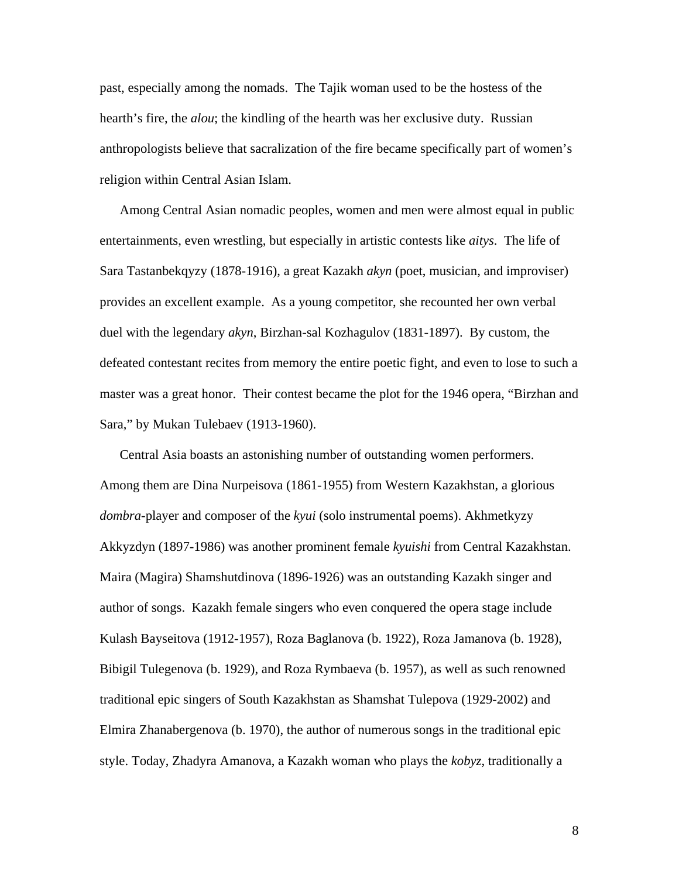past, especially among the nomads. The Tajik woman used to be the hostess of the hearth's fire, the *alou*; the kindling of the hearth was her exclusive duty. Russian anthropologists believe that sacralization of the fire became specifically part of women's religion within Central Asian Islam.

Among Central Asian nomadic peoples, women and men were almost equal in public entertainments, even wrestling, but especially in artistic contests like *aitys*. The life of Sara Tastanbekqyzy (1878-1916), a great Kazakh *akyn* (poet, musician, and improviser) provides an excellent example. As a young competitor, she recounted her own verbal duel with the legendary *akyn*, Birzhan-sal Kozhagulov (1831-1897). By custom, the defeated contestant recites from memory the entire poetic fight, and even to lose to such a master was a great honor. Their contest became the plot for the 1946 opera, "Birzhan and Sara," by Mukan Tulebaev (1913-1960).

Central Asia boasts an astonishing number of outstanding women performers. Among them are Dina Nurpeisova (1861-1955) from Western Kazakhstan, a glorious *dombra*-player and composer of the *kyui* (solo instrumental poems). Akhmetkyzy Akkyzdyn (1897-1986) was another prominent female *kyuishi* from Central Kazakhstan. Maira (Magira) Shamshutdinova (1896-1926) was an outstanding Kazakh singer and author of songs. Kazakh female singers who even conquered the opera stage include Kulash Bayseitova (1912-1957), Roza Baglanova (b. 1922), Roza Jamanova (b. 1928), Bibigil Tulegenova (b. 1929), and Roza Rymbaeva (b. 1957), as well as such renowned traditional epic singers of South Kazakhstan as Shamshat Tulepova (1929-2002) and Elmira Zhanabergenova (b. 1970), the author of numerous songs in the traditional epic style. Today, Zhadyra Amanova, a Kazakh woman who plays the *kobyz*, traditionally a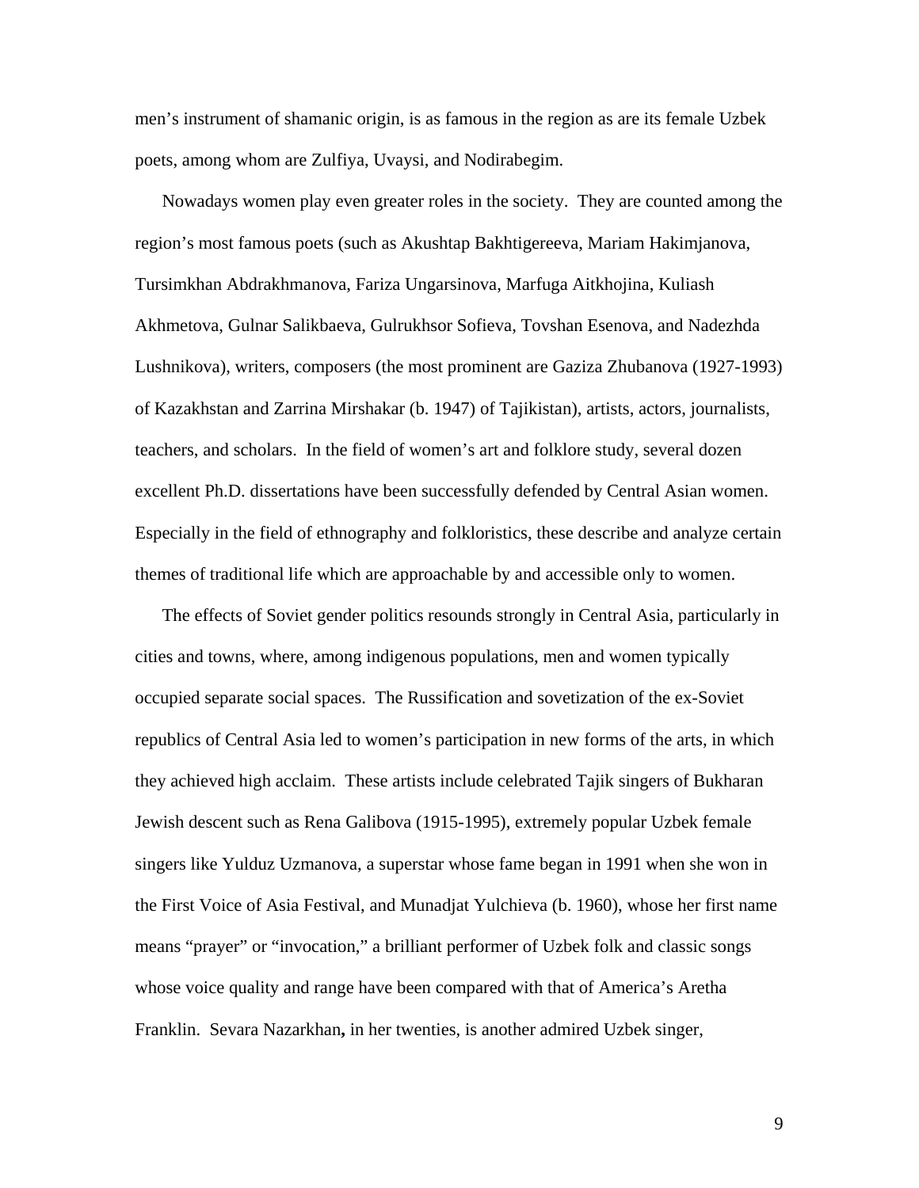men's instrument of shamanic origin, is as famous in the region as are its female Uzbek poets, among whom are Zulfiya, Uvaysi, and Nodirabegim.

Nowadays women play even greater roles in the society. They are counted among the region's most famous poets (such as Akushtap Bakhtigereeva, Mariam Hakimjanova, Tursimkhan Abdrakhmanova, Fariza Ungarsinova, Marfuga Aitkhojina, Kuliash Akhmetova, Gulnar Salikbaeva, Gulrukhsor Sofieva, Tovshan Esenova, and Nadezhda Lushnikova), writers, composers (the most prominent are Gaziza Zhubanova (1927-1993) of Kazakhstan and Zarrina Mirshakar (b. 1947) of Tajikistan), artists, actors, journalists, teachers, and scholars. In the field of women's art and folklore study, several dozen excellent Ph.D. dissertations have been successfully defended by Central Asian women. Especially in the field of ethnography and folkloristics, these describe and analyze certain themes of traditional life which are approachable by and accessible only to women.

The effects of Soviet gender politics resounds strongly in Central Asia, particularly in cities and towns, where, among indigenous populations, men and women typically occupied separate social spaces. The Russification and sovetization of the ex-Soviet republics of Central Asia led to women's participation in new forms of the arts, in which they achieved high acclaim. These artists include celebrated Tajik singers of Bukharan Jewish descent such as Rena Galibova (1915-1995), extremely popular Uzbek female singers like Yulduz Uzmanova, a superstar whose fame began in 1991 when she won in the First Voice of Asia Festival, and Munadjat Yulchieva (b. 1960), whose her first name means "prayer" or "invocation," a brilliant performer of Uzbek folk and classic songs whose voice quality and range have been compared with that of America's Aretha Franklin. Sevara Nazarkhan**,** in her twenties, is another admired Uzbek singer,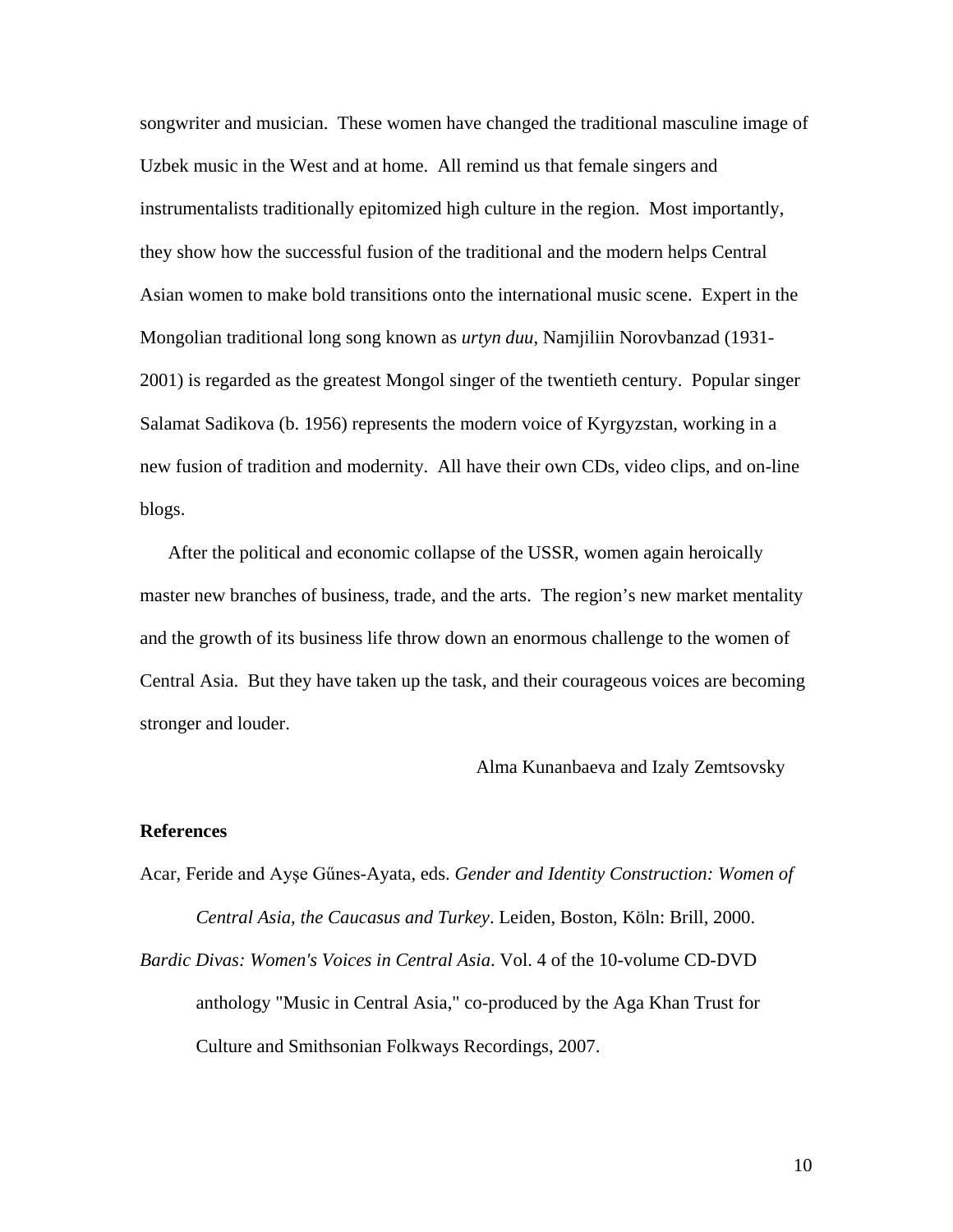songwriter and musician. These women have changed the traditional masculine image of Uzbek music in the West and at home. All remind us that female singers and instrumentalists traditionally epitomized high culture in the region. Most importantly, they show how the successful fusion of the traditional and the modern helps Central Asian women to make bold transitions onto the international music scene. Expert in the Mongolian traditional long song known as *urtyn duu*, Namjiliin Norovbanzad (1931-2001) is regarded as the greatest Mongol singer of the twentieth century. Popular singer Salamat Sadikova (b. 1956) represents the modern voice of Kyrgyzstan, working in a new fusion of tradition and modernity. All have their own CDs, video clips, and on-line blogs.

After the political and economic collapse of the USSR, women again heroically master new branches of business, trade, and the arts. The region's new market mentality and the growth of its business life throw down an enormous challenge to the women of Central Asia. But they have taken up the task, and their courageous voices are becoming stronger and louder.

Alma Kunanbaeva and Izaly Zemtsovsky

**References**

Acar, Feride and Ayşe Gűnes-Ayata, eds. *Gender and Identity Construction: Women of Central Asia, the Caucasus and Turkey*. Leiden, Boston, Köln: Brill, 2000.

*Bardic Divas: Women's Voices in Central Asia*. Vol. 4 of the 10-volume CD-DVD anthology "Music in Central Asia," co-produced by the Aga Khan Trust for Culture and Smithsonian Folkways Recordings, 2007.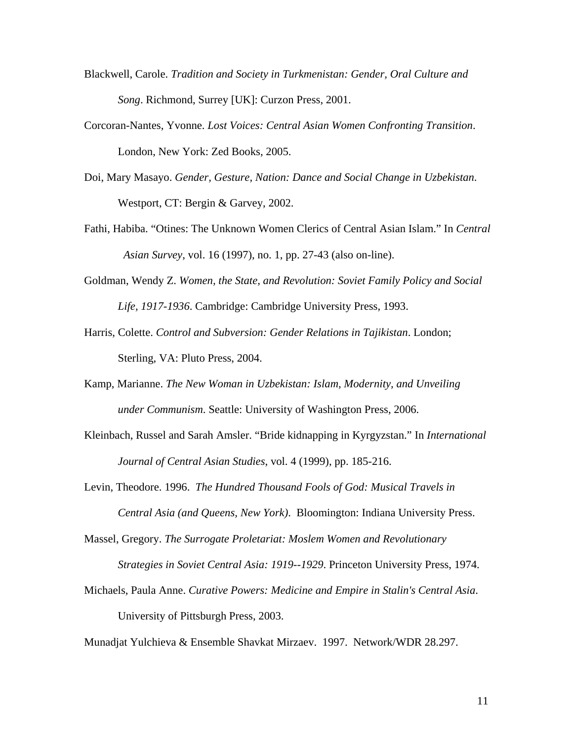Blackwell, Carole. *Tradition and Society in Turkmenistan: Gender, Oral Culture and Song*. Richmond, Surrey [UK]: Curzon Press, 2001.

Corcoran-Nantes, Yvonne. *Lost Voices: Central Asian Women Confronting Transition*. London, New York: Zed Books, 2005.

Doi, Mary Masayo. *Gender, Gesture, Nation: Dance and Social Change in Uzbekistan*. Westport, CT: Bergin & Garvey, 2002.

Fathi, Habiba. "Otines: The Unknown Women Clerics of Central Asian Islam." In *Central Asian Survey*, vol. 16 (1997), no. 1, pp. 27-43 (also on-line).

Goldman, Wendy Z. *Women, the State, and Revolution: Soviet Family Policy and Social Life, 1917-1936*. Cambridge: Cambridge University Press, 1993.

Harris, Colette. *Control and Subversion: Gender Relations in Tajikistan*. London; Sterling, VA: Pluto Press, 2004.

Kamp, Marianne. *The New Woman in Uzbekistan: Islam, Modernity, and Unveiling under Communism*. Seattle: University of Washington Press, 2006.

Kleinbach, Russel and Sarah Amsler. "Bride kidnapping in Kyrgyzstan." In *International Journal of Central Asian Studies*, vol. 4 (1999), pp. 185-216.

Levin, Theodore. 1996. *The Hundred Thousand Fools of God: Musical Travels in Central Asia (and Queens, New York)*. Bloomington: Indiana University Press.

Massel, Gregory. *The Surrogate Proletariat: Moslem Women and Revolutionary Strategies in Soviet Central Asia: 1919--1929*. Princeton University Press, 1974.

Michaels, Paula Anne. *Curative Powers: Medicine and Empire in Stalin's Central Asia*. University of Pittsburgh Press, 2003.

Munadjat Yulchieva & Ensemble Shavkat Mirzaev. 1997. Network/WDR 28.297.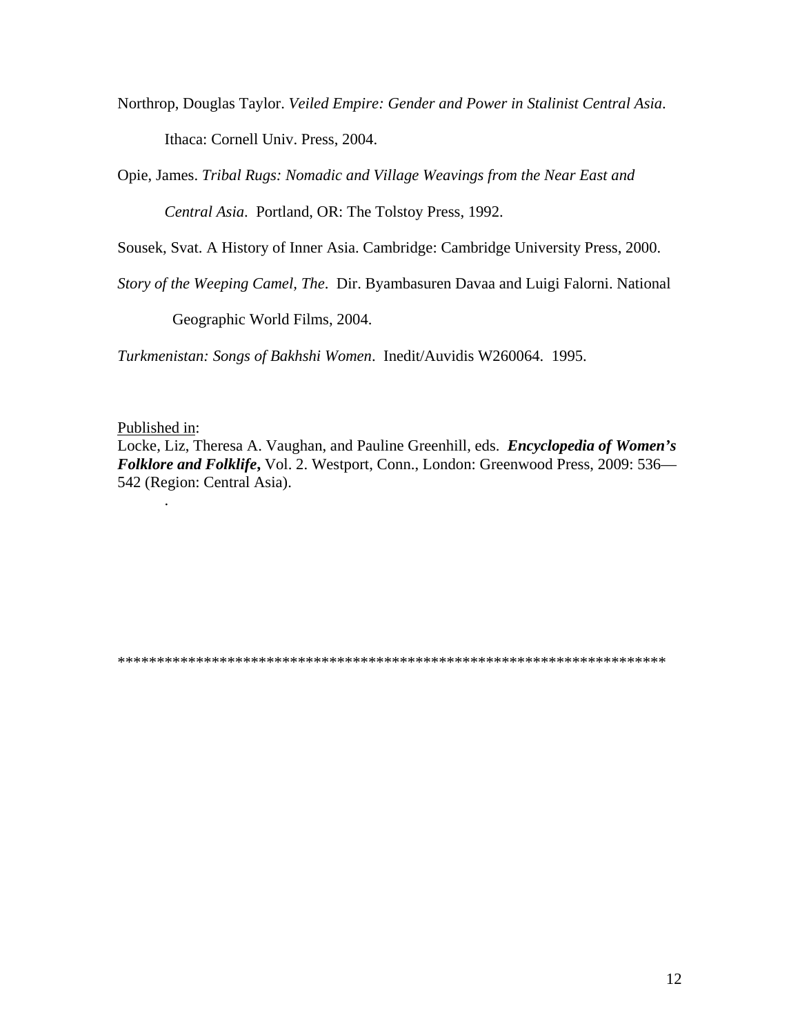Northrop, Douglas Taylor. *Veiled Empire: Gender and Power in Stalinist Central Asia*. Ithaca: Cornell Univ. Press, 2004.

Opie, James. *Tribal Rugs: Nomadic and Village Weavings from the Near East and Central Asia*. Portland, OR: The Tolstoy Press, 1992.

Sousek, Svat. A History of Inner Asia. Cambridge: Cambridge University Press, 2000.

*Story of the Weeping Camel, The*. Dir. Byambasuren Davaa and Luigi Falorni. National Geographic World Films, 2004.

*Turkmenistan: Songs of Bakhshi Women*. Inedit/Auvidis W260064. 1995.

Published in:
Locke, Liz, Theresa A. Vaughan, and Pauline Greenhill, eds. ***Encyclopedia of Women's Folklore and Folklife,*** Vol. 2. Westport, Conn., London: Greenwood Press, 2009: 536—542 (Region: Central Asia).

.

**********************************************************************